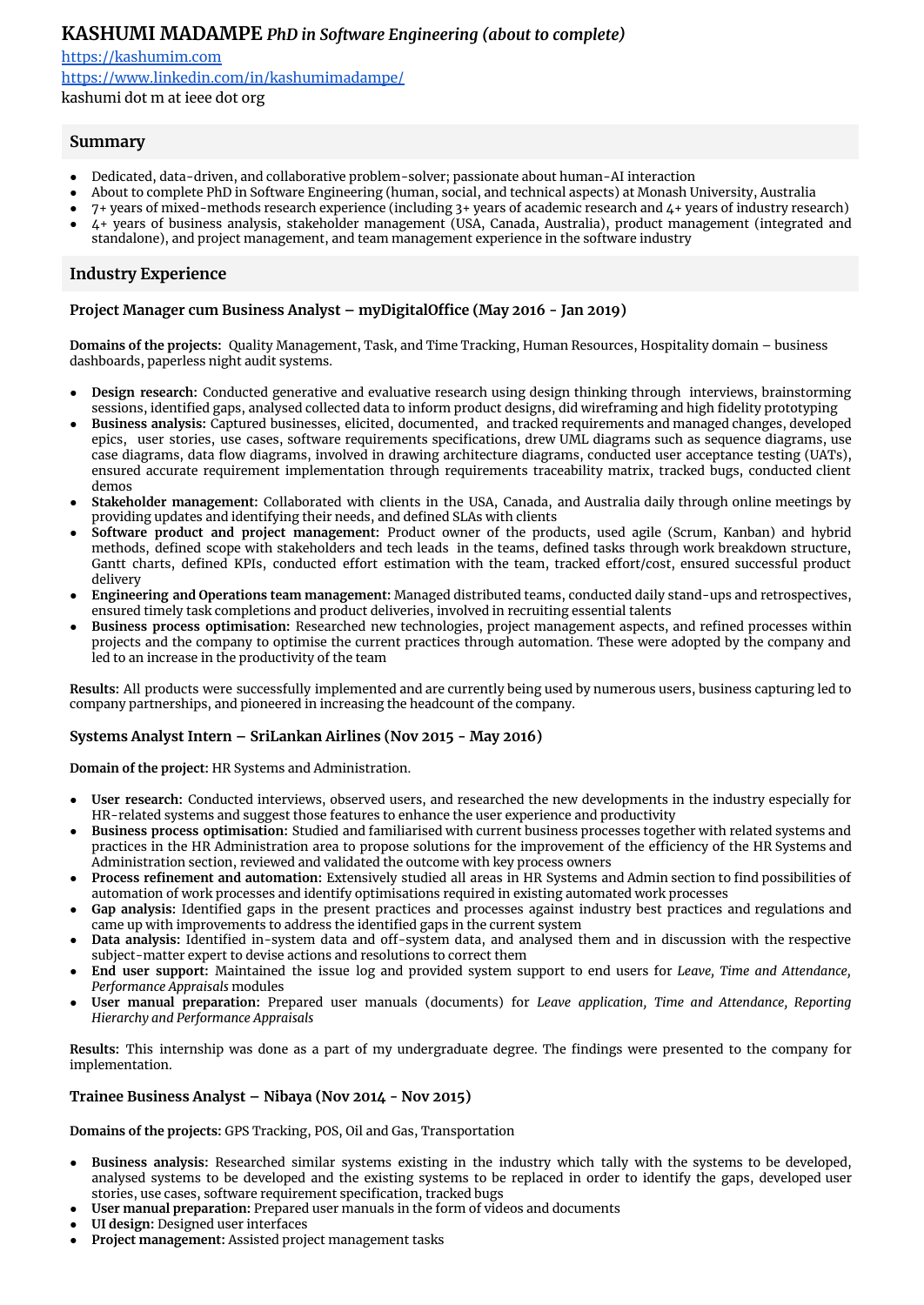# KASHUMI MADAMPE *PhD in Software Engineering (about to complete)*

https://kashumim.com
https://www.linkedin.com/in/kashumimadampe/
kashumi dot m at ieee dot org

## Summary

- Dedicated, data-driven, and collaborative problem-solver; passionate about human-AI interaction
- About to complete PhD in Software Engineering (human, social, and technical aspects) at Monash University, Australia
- 7+ years of mixed-methods research experience (including 3+ years of academic research and 4+ years of industry research)
- 4+ years of business analysis, stakeholder management (USA, Canada, Australia), product management (integrated and standalone), and project management, and team management experience in the software industry

## Industry Experience

### Project Manager cum Business Analyst – myDigitalOffice (May 2016 - Jan 2019)

**Domains of the projects:** Quality Management, Task, and Time Tracking, Human Resources, Hospitality domain – business dashboards, paperless night audit systems.

- **Design research:** Conducted generative and evaluative research using design thinking through interviews, brainstorming sessions, identified gaps, analysed collected data to inform product designs, did wireframing and high fidelity prototyping
- **Business analysis:** Captured businesses, elicited, documented, and tracked requirements and managed changes, developed epics, user stories, use cases, software requirements specifications, drew UML diagrams such as sequence diagrams, use case diagrams, data flow diagrams, involved in drawing architecture diagrams, conducted user acceptance testing (UATs), ensured accurate requirement implementation through requirements traceability matrix, tracked bugs, conducted client demos
- **Stakeholder management:** Collaborated with clients in the USA, Canada, and Australia daily through online meetings by providing updates and identifying their needs, and defined SLAs with clients
- **Software product and project management:** Product owner of the products, used agile (Scrum, Kanban) and hybrid methods, defined scope with stakeholders and tech leads in the teams, defined tasks through work breakdown structure, Gantt charts, defined KPIs, conducted effort estimation with the team, tracked effort/cost, ensured successful product delivery
- **Engineering and Operations team management:** Managed distributed teams, conducted daily stand-ups and retrospectives, ensured timely task completions and product deliveries, involved in recruiting essential talents
- **Business process optimisation:** Researched new technologies, project management aspects, and refined processes within projects and the company to optimise the current practices through automation. These were adopted by the company and led to an increase in the productivity of the team

**Results:** All products were successfully implemented and are currently being used by numerous users, business capturing led to company partnerships, and pioneered in increasing the headcount of the company.

### Systems Analyst Intern – SriLankan Airlines (Nov 2015 - May 2016)

**Domain of the project:** HR Systems and Administration.

- **User research:** Conducted interviews, observed users, and researched the new developments in the industry especially for HR-related systems and suggest those features to enhance the user experience and productivity
- **Business process optimisation:** Studied and familiarised with current business processes together with related systems and practices in the HR Administration area to propose solutions for the improvement of the efficiency of the HR Systems and Administration section, reviewed and validated the outcome with key process owners
- **Process refinement and automation:** Extensively studied all areas in HR Systems and Admin section to find possibilities of automation of work processes and identify optimisations required in existing automated work processes
- **Gap analysis:** Identified gaps in the present practices and processes against industry best practices and regulations and came up with improvements to address the identified gaps in the current system
- **Data analysis:** Identified in-system data and off-system data, and analysed them and in discussion with the respective subject-matter expert to devise actions and resolutions to correct them
- **End user support:** Maintained the issue log and provided system support to end users for *Leave, Time and Attendance, Performance Appraisals* modules
- **User manual preparation:** Prepared user manuals (documents) for *Leave application, Time and Attendance, Reporting Hierarchy and Performance Appraisals*

**Results:** This internship was done as a part of my undergraduate degree. The findings were presented to the company for implementation.

### Trainee Business Analyst – Nibaya (Nov 2014 - Nov 2015)

**Domains of the projects:** GPS Tracking, POS, Oil and Gas, Transportation

- **Business analysis:** Researched similar systems existing in the industry which tally with the systems to be developed, analysed systems to be developed and the existing systems to be replaced in order to identify the gaps, developed user stories, use cases, software requirement specification, tracked bugs
- **User manual preparation:** Prepared user manuals in the form of videos and documents
- **UI design:** Designed user interfaces
- **Project management:** Assisted project management tasks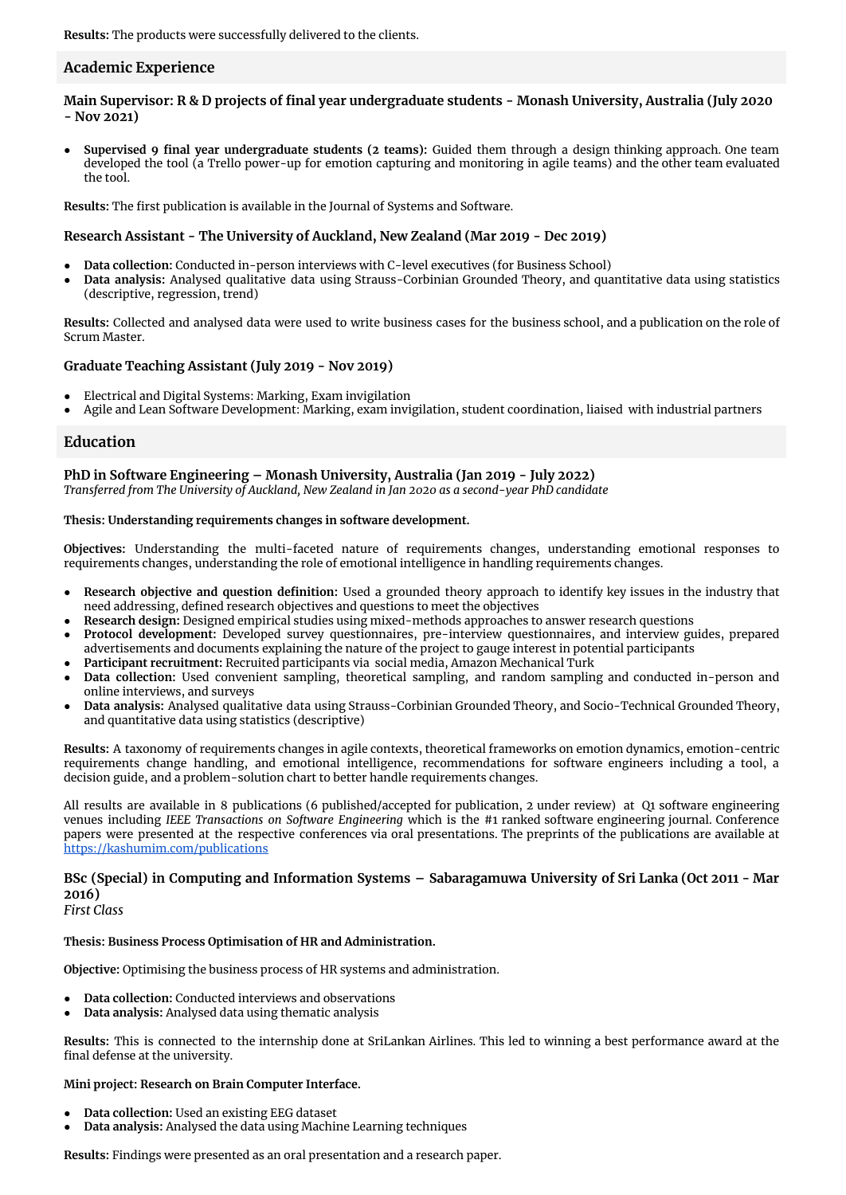**Results:** The products were successfully delivered to the clients.

## Academic Experience

### Main Supervisor: R & D projects of final year undergraduate students - Monash University, Australia (July 2020 - Nov 2021)

- **Supervised 9 final year undergraduate students (2 teams):** Guided them through a design thinking approach. One team developed the tool (a Trello power-up for emotion capturing and monitoring in agile teams) and the other team evaluated the tool.

**Results:** The first publication is available in the Journal of Systems and Software.

### Research Assistant - The University of Auckland, New Zealand (Mar 2019 - Dec 2019)

- **Data collection:** Conducted in-person interviews with C-level executives (for Business School)
- **Data analysis:** Analysed qualitative data using Strauss-Corbinian Grounded Theory, and quantitative data using statistics (descriptive, regression, trend)

**Results:** Collected and analysed data were used to write business cases for the business school, and a publication on the role of Scrum Master.

### Graduate Teaching Assistant (July 2019 - Nov 2019)

- Electrical and Digital Systems: Marking, Exam invigilation
- Agile and Lean Software Development: Marking, exam invigilation, student coordination, liaised with industrial partners

## Education

### PhD in Software Engineering – Monash University, Australia (Jan 2019 - July 2022)

*Transferred from The University of Auckland, New Zealand in Jan 2020 as a second-year PhD candidate*

**Thesis: Understanding requirements changes in software development.**

**Objectives:** Understanding the multi-faceted nature of requirements changes, understanding emotional responses to requirements changes, understanding the role of emotional intelligence in handling requirements changes.

- **Research objective and question definition:** Used a grounded theory approach to identify key issues in the industry that need addressing, defined research objectives and questions to meet the objectives
- **Research design:** Designed empirical studies using mixed-methods approaches to answer research questions
- **Protocol development:** Developed survey questionnaires, pre-interview questionnaires, and interview guides, prepared advertisements and documents explaining the nature of the project to gauge interest in potential participants
- **Participant recruitment:** Recruited participants via social media, Amazon Mechanical Turk
- **Data collection:** Used convenient sampling, theoretical sampling, and random sampling and conducted in-person and online interviews, and surveys
- **Data analysis:** Analysed qualitative data using Strauss-Corbinian Grounded Theory, and Socio-Technical Grounded Theory, and quantitative data using statistics (descriptive)

**Results:** A taxonomy of requirements changes in agile contexts, theoretical frameworks on emotion dynamics, emotion-centric requirements change handling, and emotional intelligence, recommendations for software engineers including a tool, a decision guide, and a problem-solution chart to better handle requirements changes.

All results are available in 8 publications (6 published/accepted for publication, 2 under review) at Q1 software engineering venues including *IEEE Transactions on Software Engineering* which is the #1 ranked software engineering journal. Conference papers were presented at the respective conferences via oral presentations. The preprints of the publications are available at https://kashumim.com/publications

### BSc (Special) in Computing and Information Systems – Sabaragamuwa University of Sri Lanka (Oct 2011 - Mar 2016)

*First Class*

**Thesis: Business Process Optimisation of HR and Administration.**

**Objective:** Optimising the business process of HR systems and administration.

- **Data collection:** Conducted interviews and observations
- **Data analysis:** Analysed data using thematic analysis

**Results:** This is connected to the internship done at SriLankan Airlines. This led to winning a best performance award at the final defense at the university.

**Mini project: Research on Brain Computer Interface.**

- **Data collection:** Used an existing EEG dataset
- **Data analysis:** Analysed the data using Machine Learning techniques

**Results:** Findings were presented as an oral presentation and a research paper.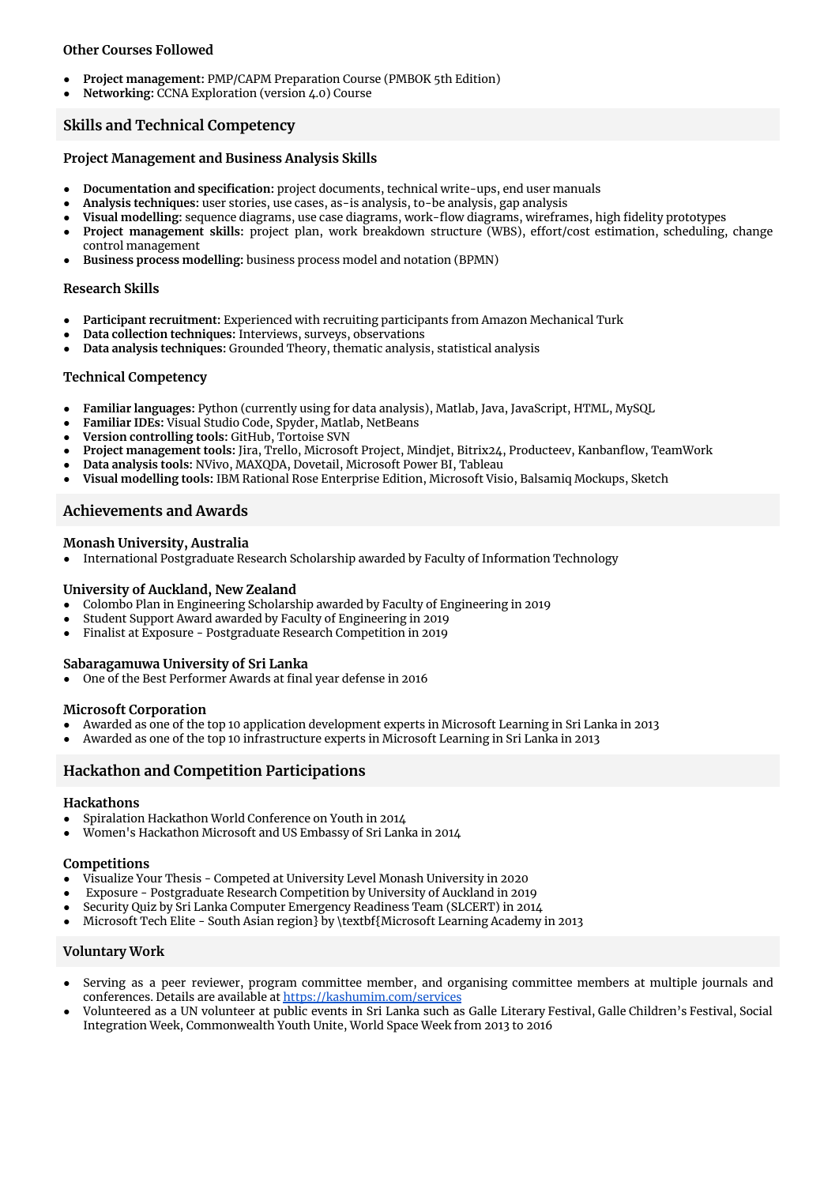### Other Courses Followed

- **Project management:** PMP/CAPM Preparation Course (PMBOK 5th Edition)
- **Networking:** CCNA Exploration (version 4.0) Course

## Skills and Technical Competency

### Project Management and Business Analysis Skills

- **Documentation and specification:** project documents, technical write-ups, end user manuals
- **Analysis techniques:** user stories, use cases, as-is analysis, to-be analysis, gap analysis
- **Visual modelling:** sequence diagrams, use case diagrams, work-flow diagrams, wireframes, high fidelity prototypes
- **Project management skills:** project plan, work breakdown structure (WBS), effort/cost estimation, scheduling, change control management
- **Business process modelling:** business process model and notation (BPMN)

### Research Skills

- **Participant recruitment:** Experienced with recruiting participants from Amazon Mechanical Turk
- **Data collection techniques:** Interviews, surveys, observations
- **Data analysis techniques:** Grounded Theory, thematic analysis, statistical analysis

### Technical Competency

- **Familiar languages:** Python (currently using for data analysis), Matlab, Java, JavaScript, HTML, MySQL
- **Familiar IDEs:** Visual Studio Code, Spyder, Matlab, NetBeans
- **Version controlling tools:** GitHub, Tortoise SVN
- **Project management tools:** Jira, Trello, Microsoft Project, Mindjet, Bitrix24, Producteev, Kanbanflow, TeamWork
- **Data analysis tools:** NVivo, MAXQDA, Dovetail, Microsoft Power BI, Tableau
- **Visual modelling tools:** IBM Rational Rose Enterprise Edition, Microsoft Visio, Balsamiq Mockups, Sketch

## Achievements and Awards

### Monash University, Australia

- International Postgraduate Research Scholarship awarded by Faculty of Information Technology

### University of Auckland, New Zealand

- Colombo Plan in Engineering Scholarship awarded by Faculty of Engineering in 2019
- Student Support Award awarded by Faculty of Engineering in 2019
- Finalist at Exposure - Postgraduate Research Competition in 2019

### Sabaragamuwa University of Sri Lanka

- One of the Best Performer Awards at final year defense in 2016

### Microsoft Corporation

- Awarded as one of the top 10 application development experts in Microsoft Learning in Sri Lanka in 2013
- Awarded as one of the top 10 infrastructure experts in Microsoft Learning in Sri Lanka in 2013

## Hackathon and Competition Participations

### Hackathons

- Spiralation Hackathon World Conference on Youth in 2014
- Women's Hackathon Microsoft and US Embassy of Sri Lanka in 2014

### Competitions

- Visualize Your Thesis - Competed at University Level Monash University in 2020
- Exposure - Postgraduate Research Competition by University of Auckland in 2019
- Security Quiz by Sri Lanka Computer Emergency Readiness Team (SLCERT) in 2014
- Microsoft Tech Elite - South Asian region} by \textbf{Microsoft Learning Academy in 2013

## Voluntary Work

- Serving as a peer reviewer, program committee member, and organising committee members at multiple journals and conferences. Details are available at https://kashumim.com/services
- Volunteered as a UN volunteer at public events in Sri Lanka such as Galle Literary Festival, Galle Children's Festival, Social Integration Week, Commonwealth Youth Unite, World Space Week from 2013 to 2016